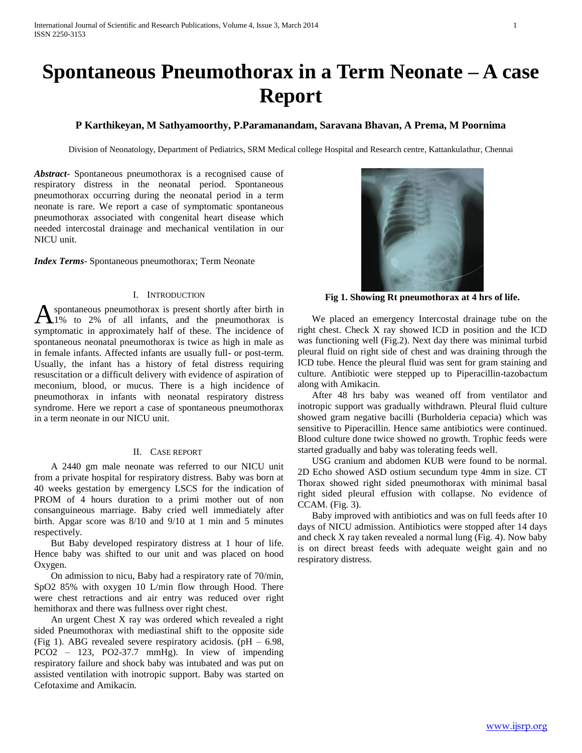# Spontaneous Pneumothorax in a Term Neonate – A case Report

**P Karthikeyan, M Sathyamoorthy, P.Paramanandam, Saravana Bhavan, A Prema, M Poornima**

Division of Neonatology, Department of Pediatrics, SRM Medical college Hospital and Research centre, Kattankulathur, Chennai

***Abstract***- Spontaneous pneumothorax is a recognised cause of respiratory distress in the neonatal period. Spontaneous pneumothorax occurring during the neonatal period in a term neonate is rare. We report a case of symptomatic spontaneous pneumothorax associated with congenital heart disease which needed intercostal drainage and mechanical ventilation in our NICU unit.

***Index Terms***- Spontaneous pneumothorax; Term Neonate

## I. Introduction

A spontaneous pneumothorax is present shortly after birth in 1% to 2% of all infants, and the pneumothorax is symptomatic in approximately half of these. The incidence of spontaneous neonatal pneumothorax is twice as high in male as in female infants. Affected infants are usually full- or post-term. Usually, the infant has a history of fetal distress requiring resuscitation or a difficult delivery with evidence of aspiration of meconium, blood, or mucus. There is a high incidence of pneumothorax in infants with neonatal respiratory distress syndrome. Here we report a case of spontaneous pneumothorax in a term neonate in our NICU unit.

## II. Case report

A 2440 gm male neonate was referred to our NICU unit from a private hospital for respiratory distress. Baby was born at 40 weeks gestation by emergency LSCS for the indication of PROM of 4 hours duration to a primi mother out of non consanguineous marriage. Baby cried well immediately after birth. Apgar score was 8/10 and 9/10 at 1 min and 5 minutes respectively.

But Baby developed respiratory distress at 1 hour of life. Hence baby was shifted to our unit and was placed on hood Oxygen.

On admission to nicu, Baby had a respiratory rate of 70/min, SpO2 85% with oxygen 10 L/min flow through Hood. There were chest retractions and air entry was reduced over right hemithorax and there was fullness over right chest.

An urgent Chest X ray was ordered which revealed a right sided Pneumothorax with mediastinal shift to the opposite side (Fig 1). ABG revealed severe respiratory acidosis. (pH – 6.98, PCO2 – 123, PO2-37.7 mmHg). In view of impending respiratory failure and shock baby was intubated and was put on assisted ventilation with inotropic support. Baby was started on Cefotaxime and Amikacin.

**Fig 1. Showing Rt pneumothorax at 4 hrs of life.**

We placed an emergency Intercostal drainage tube on the right chest. Check X ray showed ICD in position and the ICD was functioning well (Fig.2). Next day there was minimal turbid pleural fluid on right side of chest and was draining through the ICD tube. Hence the pleural fluid was sent for gram staining and culture. Antibiotic were stepped up to Piperacillin-tazobactum along with Amikacin.

After 48 hrs baby was weaned off from ventilator and inotropic support was gradually withdrawn. Pleural fluid culture showed gram negative bacilli (Burholderia cepacia) which was sensitive to Piperacillin. Hence same antibiotics were continued. Blood culture done twice showed no growth. Trophic feeds were started gradually and baby was tolerating feeds well.

USG cranium and abdomen KUB were found to be normal. 2D Echo showed ASD ostium secundum type 4mm in size. CT Thorax showed right sided pneumothorax with minimal basal right sided pleural effusion with collapse. No evidence of CCAM. (Fig. 3).

Baby improved with antibiotics and was on full feeds after 10 days of NICU admission. Antibiotics were stopped after 14 days and check X ray taken revealed a normal lung (Fig. 4). Now baby is on direct breast feeds with adequate weight gain and no respiratory distress.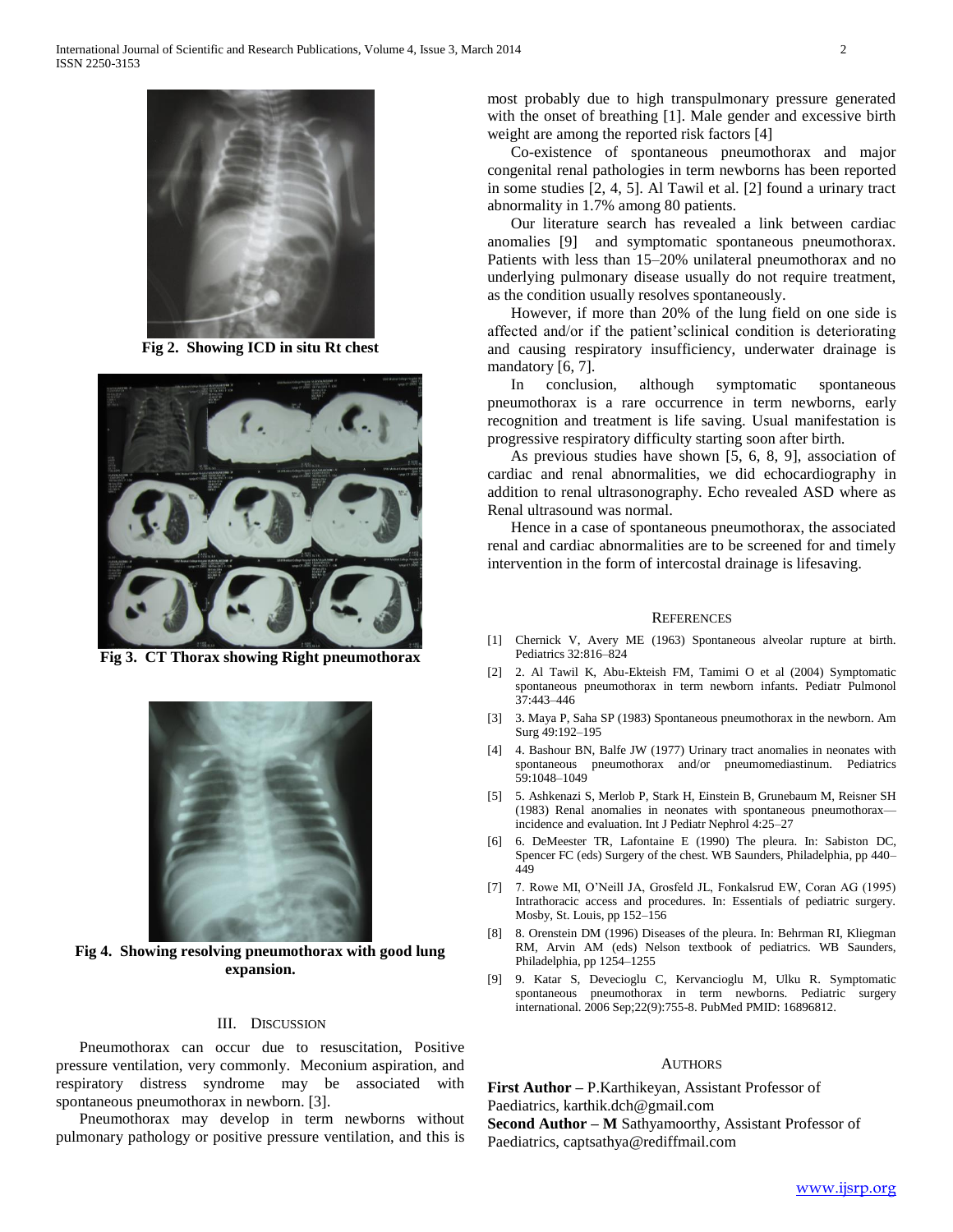Fig 2. Showing ICD in situ Rt chest

Fig 3. CT Thorax showing Right pneumothorax

Fig 4. Showing resolving pneumothorax with good lung expansion.

## III. Discussion

Pneumothorax can occur due to resuscitation, Positive pressure ventilation, very commonly. Meconium aspiration, and respiratory distress syndrome may be associated with spontaneous pneumothorax in newborn. [3].

Pneumothorax may develop in term newborns without pulmonary pathology or positive pressure ventilation, and this is most probably due to high transpulmonary pressure generated with the onset of breathing [1]. Male gender and excessive birth weight are among the reported risk factors [4]

Co-existence of spontaneous pneumothorax and major congenital renal pathologies in term newborns has been reported in some studies [2, 4, 5]. Al Tawil et al. [2] found a urinary tract abnormality in 1.7% among 80 patients.

Our literature search has revealed a link between cardiac anomalies [9] and symptomatic spontaneous pneumothorax. Patients with less than 15–20% unilateral pneumothorax and no underlying pulmonary disease usually do not require treatment, as the condition usually resolves spontaneously.

However, if more than 20% of the lung field on one side is affected and/or if the patient'sclinical condition is deteriorating and causing respiratory insufficiency, underwater drainage is mandatory [6, 7].

In conclusion, although symptomatic spontaneous pneumothorax is a rare occurrence in term newborns, early recognition and treatment is life saving. Usual manifestation is progressive respiratory difficulty starting soon after birth.

As previous studies have shown [5, 6, 8, 9], association of cardiac and renal abnormalities, we did echocardiography in addition to renal ultrasonography. Echo revealed ASD where as Renal ultrasound was normal.

Hence in a case of spontaneous pneumothorax, the associated renal and cardiac abnormalities are to be screened for and timely intervention in the form of intercostal drainage is lifesaving.

## References

[1] Chernick V, Avery ME (1963) Spontaneous alveolar rupture at birth. Pediatrics 32:816–824

[2] 2. Al Tawil K, Abu-Ekteish FM, Tamimi O et al (2004) Symptomatic spontaneous pneumothorax in term newborn infants. Pediatr Pulmonol 37:443–446

[3] 3. Maya P, Saha SP (1983) Spontaneous pneumothorax in the newborn. Am Surg 49:192–195

[4] 4. Bashour BN, Balfe JW (1977) Urinary tract anomalies in neonates with spontaneous pneumothorax and/or pneumomediastinum. Pediatrics 59:1048–1049

[5] 5. Ashkenazi S, Merlob P, Stark H, Einstein B, Grunebaum M, Reisner SH (1983) Renal anomalies in neonates with spontaneous pneumothorax—incidence and evaluation. Int J Pediatr Nephrol 4:25–27

[6] 6. DeMeester TR, Lafontaine E (1990) The pleura. In: Sabiston DC, Spencer FC (eds) Surgery of the chest. WB Saunders, Philadelphia, pp 440–449

[7] 7. Rowe MI, O'Neill JA, Grosfeld JL, Fonkalsrud EW, Coran AG (1995) Intrathoracic access and procedures. In: Essentials of pediatric surgery. Mosby, St. Louis, pp 152–156

[8] 8. Orenstein DM (1996) Diseases of the pleura. In: Behrman RI, Kliegman RM, Arvin AM (eds) Nelson textbook of pediatrics. WB Saunders, Philadelphia, pp 1254–1255

[9] 9. Katar S, Devecioglu C, Kervancioglu M, Ulku R. Symptomatic spontaneous pneumothorax in term newborns. Pediatric surgery international. 2006 Sep;22(9):755-8. PubMed PMID: 16896812.

## Authors

**First Author –** P.Karthikeyan, Assistant Professor of Paediatrics, karthik.dch@gmail.com

**Second Author – M** Sathyamoorthy, Assistant Professor of Paediatrics, captsathya@rediffmail.com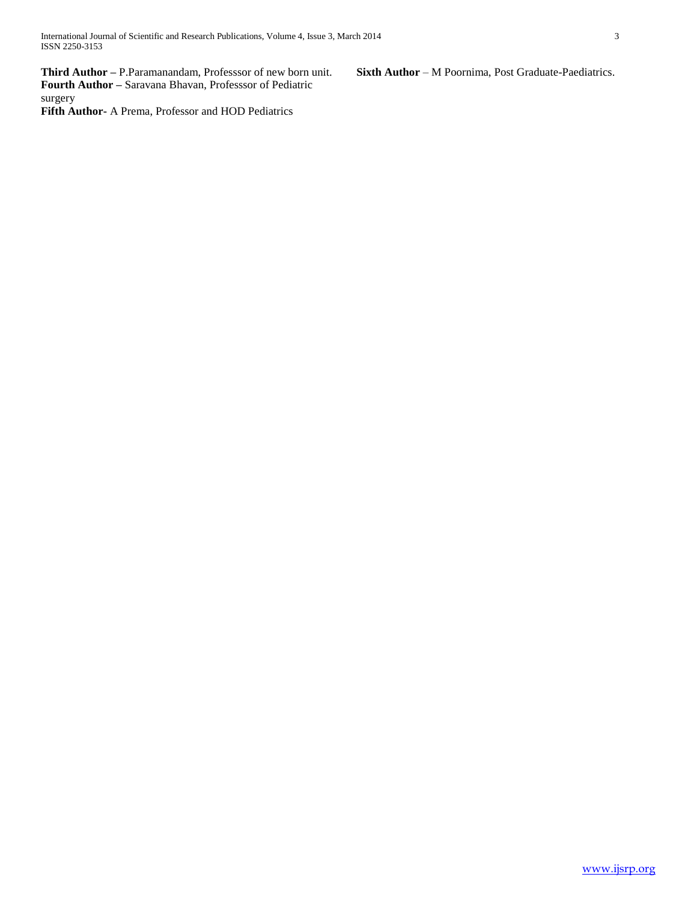**Third Author –** P.Paramanandam, Professsor of new born unit.
**Fourth Author –** Saravana Bhavan, Professsor of Pediatric surgery
**Fifth Author-** A Prema, Professor and HOD Pediatrics
**Sixth Author** – M Poornima, Post Graduate-Paediatrics.